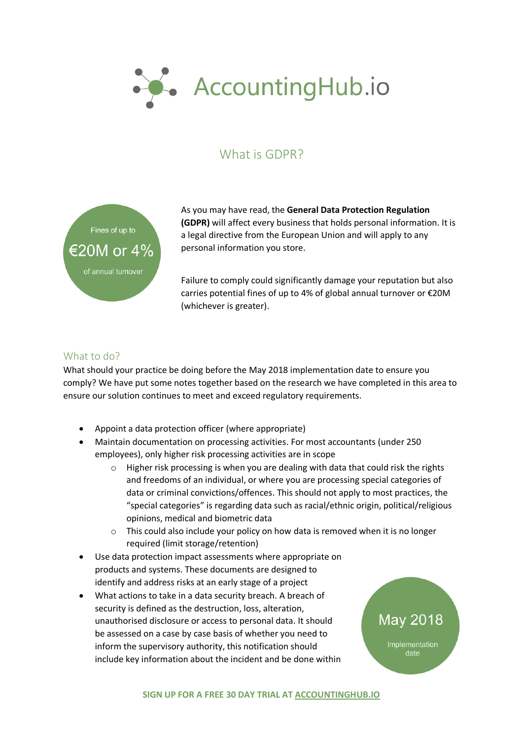# AccountingHub.io

## What is GDPR?

Fines of up to

€20M or 4%

of annual turnover

As you may have read, the **General Data Protection Regulation (GDPR)** will affect every business that holds personal information. It is a legal directive from the European Union and will apply to any personal information you store.

Failure to comply could significantly damage your reputation but also carries potential fines of up to 4% of global annual turnover or €20M (whichever is greater).

### What to do?

What should your practice be doing before the May 2018 implementation date to ensure you comply? We have put some notes together based on the research we have completed in this area to ensure our solution continues to meet and exceed regulatory requirements.

- Appoint a data protection officer (where appropriate)
- Maintain documentation on processing activities. For most accountants (under 250 employees), only higher risk processing activities are in scope
  - Higher risk processing is when you are dealing with data that could risk the rights and freedoms of an individual, or where you are processing special categories of data or criminal convictions/offences. This should not apply to most practices, the "special categories" is regarding data such as racial/ethnic origin, political/religious opinions, medical and biometric data
  - This could also include your policy on how data is removed when it is no longer required (limit storage/retention)
- Use data protection impact assessments where appropriate on products and systems. These documents are designed to identify and address risks at an early stage of a project
- What actions to take in a data security breach. A breach of security is defined as the destruction, loss, alteration, unauthorised disclosure or access to personal data. It should be assessed on a case by case basis of whether you need to inform the supervisory authority, this notification should include key information about the incident and be done within

May 2018

Implementation date

**SIGN UP FOR A FREE 30 DAY TRIAL AT [ACCOUNTINGHUB.IO](https://accountinghub.io)**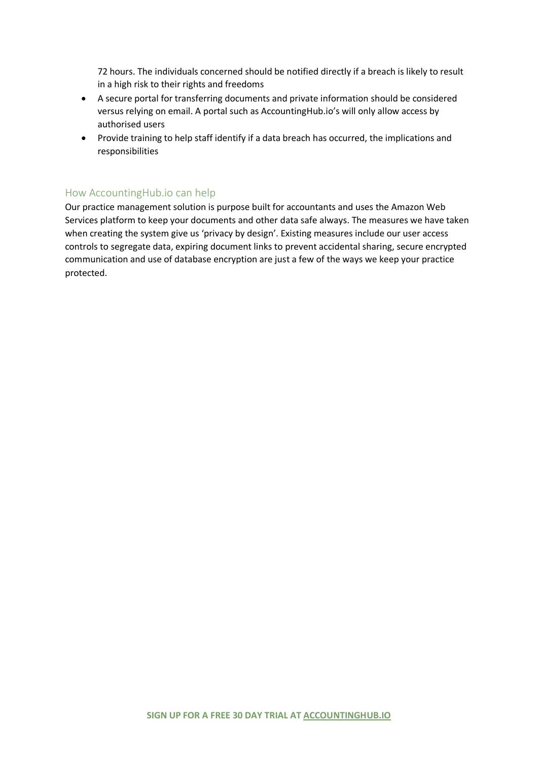72 hours. The individuals concerned should be notified directly if a breach is likely to result in a high risk to their rights and freedoms

- A secure portal for transferring documents and private information should be considered versus relying on email. A portal such as AccountingHub.io's will only allow access by authorised users
- Provide training to help staff identify if a data breach has occurred, the implications and responsibilities

## How AccountingHub.io can help

Our practice management solution is purpose built for accountants and uses the Amazon Web Services platform to keep your documents and other data safe always. The measures we have taken when creating the system give us 'privacy by design'. Existing measures include our user access controls to segregate data, expiring document links to prevent accidental sharing, secure encrypted communication and use of database encryption are just a few of the ways we keep your practice protected.

**SIGN UP FOR A FREE 30 DAY TRIAL AT ACCOUNTINGHUB.IO**